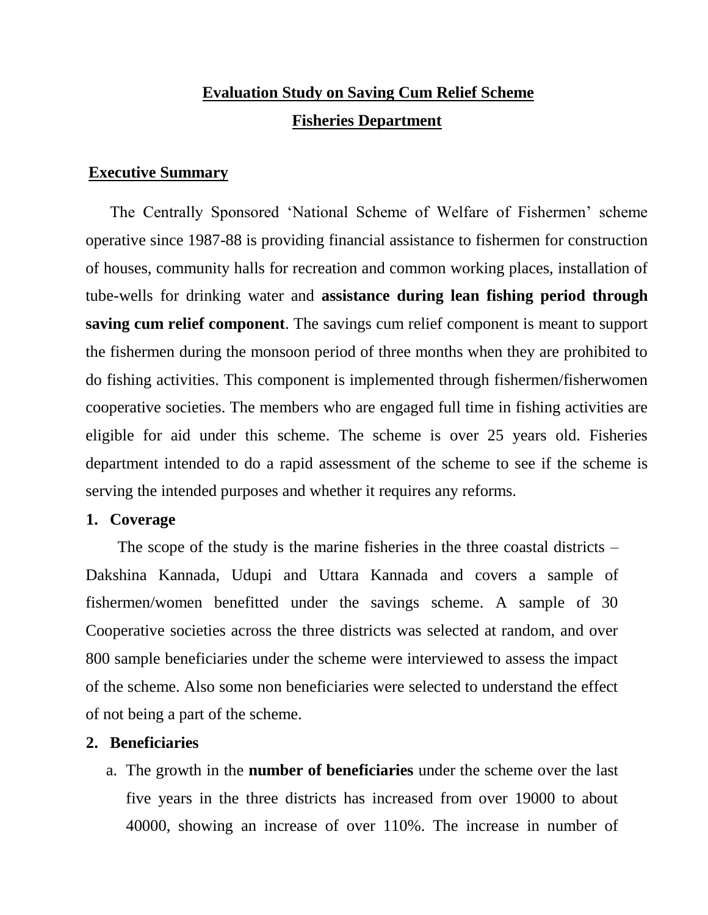# Evaluation Study on Saving Cum Relief Scheme

## Fisheries Department

## Executive Summary

The Centrally Sponsored 'National Scheme of Welfare of Fishermen' scheme operative since 1987-88 is providing financial assistance to fishermen for construction of houses, community halls for recreation and common working places, installation of tube-wells for drinking water and **assistance during lean fishing period through saving cum relief component**. The savings cum relief component is meant to support the fishermen during the monsoon period of three months when they are prohibited to do fishing activities. This component is implemented through fishermen/fisherwomen cooperative societies. The members who are engaged full time in fishing activities are eligible for aid under this scheme. The scheme is over 25 years old. Fisheries department intended to do a rapid assessment of the scheme to see if the scheme is serving the intended purposes and whether it requires any reforms.

### 1. Coverage

The scope of the study is the marine fisheries in the three coastal districts – Dakshina Kannada, Udupi and Uttara Kannada and covers a sample of fishermen/women benefitted under the savings scheme. A sample of 30 Cooperative societies across the three districts was selected at random, and over 800 sample beneficiaries under the scheme were interviewed to assess the impact of the scheme. Also some non beneficiaries were selected to understand the effect of not being a part of the scheme.

### 2. Beneficiaries

a. The growth in the **number of beneficiaries** under the scheme over the last five years in the three districts has increased from over 19000 to about 40000, showing an increase of over 110%. The increase in number of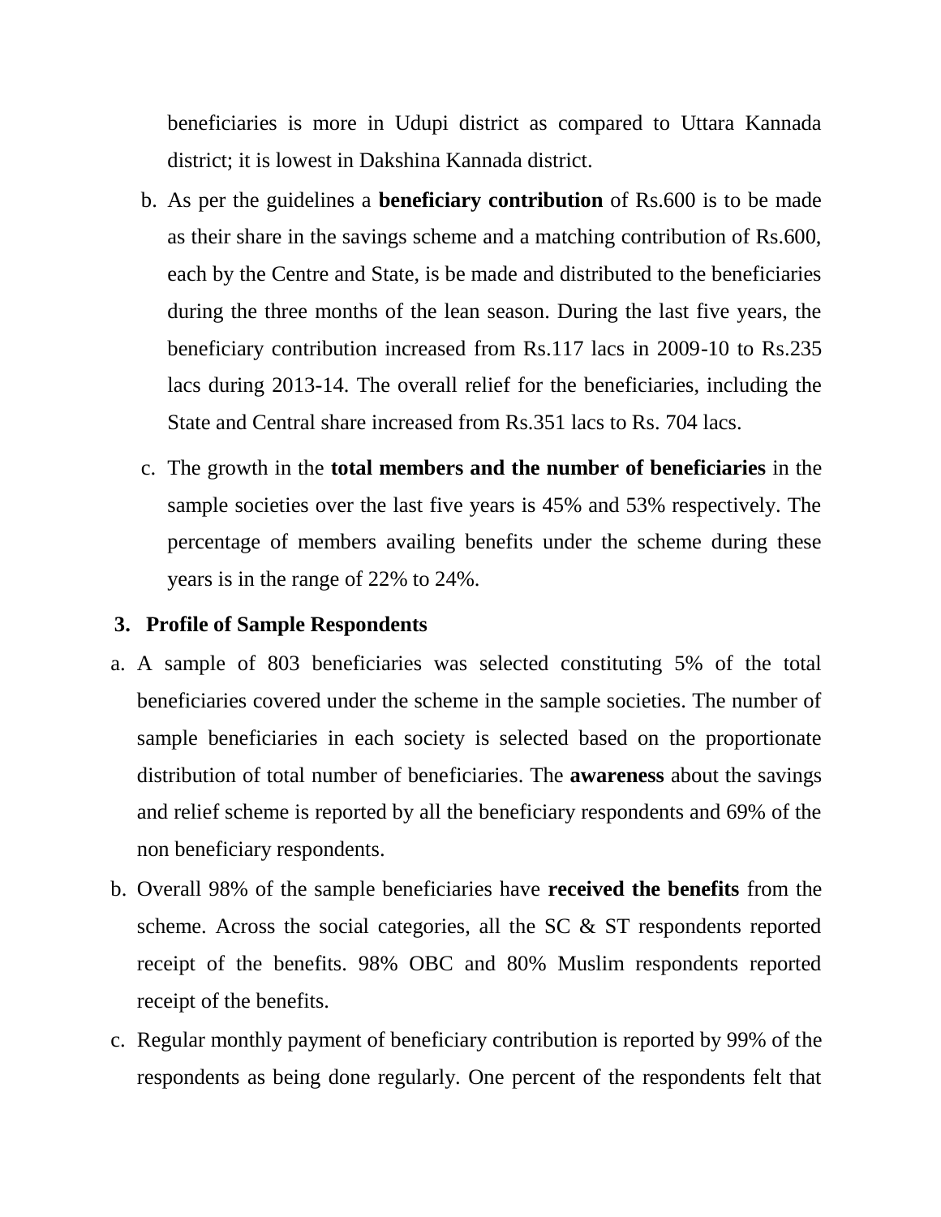beneficiaries is more in Udupi district as compared to Uttara Kannada district; it is lowest in Dakshina Kannada district.

b. As per the guidelines a **beneficiary contribution** of Rs.600 is to be made as their share in the savings scheme and a matching contribution of Rs.600, each by the Centre and State, is be made and distributed to the beneficiaries during the three months of the lean season. During the last five years, the beneficiary contribution increased from Rs.117 lacs in 2009-10 to Rs.235 lacs during 2013-14. The overall relief for the beneficiaries, including the State and Central share increased from Rs.351 lacs to Rs. 704 lacs.

c. The growth in the **total members and the number of beneficiaries** in the sample societies over the last five years is 45% and 53% respectively. The percentage of members availing benefits under the scheme during these years is in the range of 22% to 24%.

### 3. Profile of Sample Respondents

a. A sample of 803 beneficiaries was selected constituting 5% of the total beneficiaries covered under the scheme in the sample societies. The number of sample beneficiaries in each society is selected based on the proportionate distribution of total number of beneficiaries. The **awareness** about the savings and relief scheme is reported by all the beneficiary respondents and 69% of the non beneficiary respondents.

b. Overall 98% of the sample beneficiaries have **received the benefits** from the scheme. Across the social categories, all the SC & ST respondents reported receipt of the benefits. 98% OBC and 80% Muslim respondents reported receipt of the benefits.

c. Regular monthly payment of beneficiary contribution is reported by 99% of the respondents as being done regularly. One percent of the respondents felt that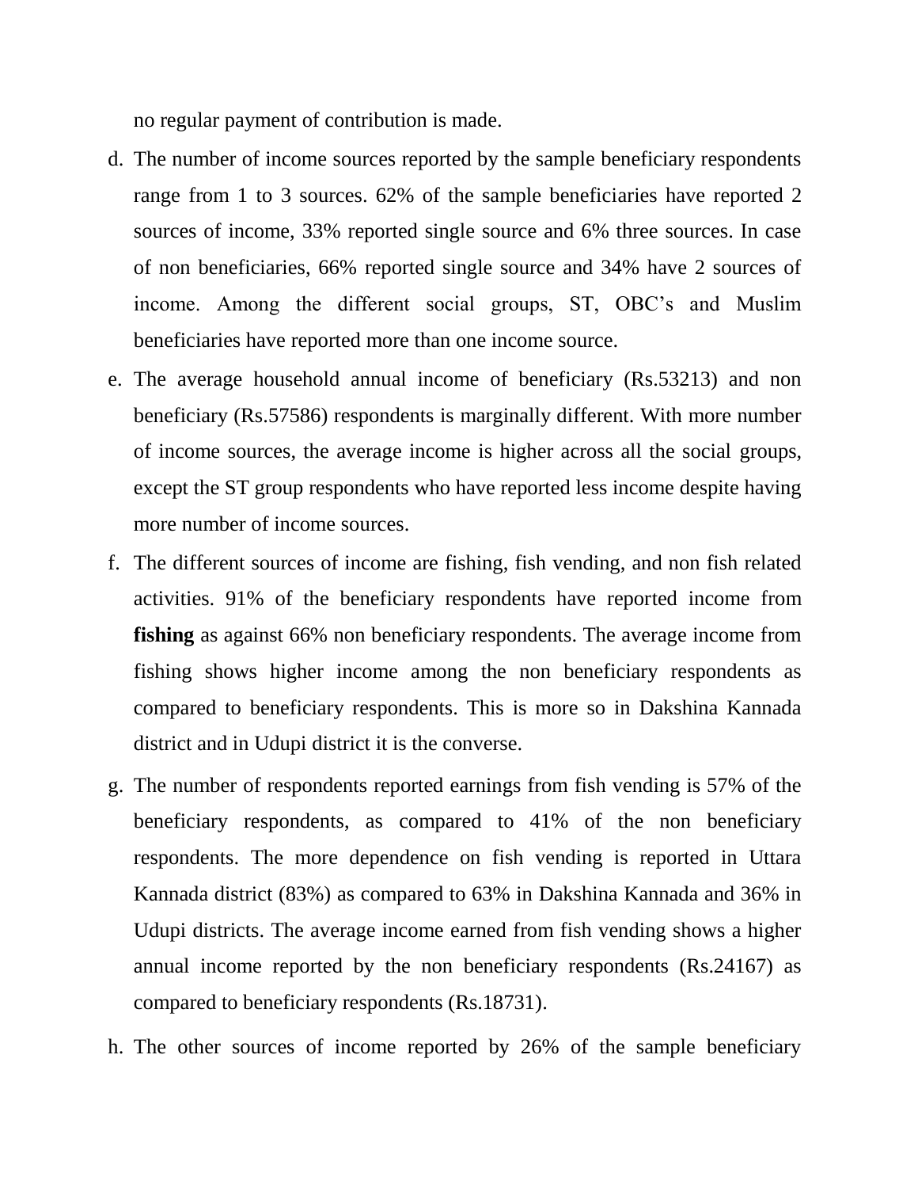no regular payment of contribution is made.

d. The number of income sources reported by the sample beneficiary respondents range from 1 to 3 sources. 62% of the sample beneficiaries have reported 2 sources of income, 33% reported single source and 6% three sources. In case of non beneficiaries, 66% reported single source and 34% have 2 sources of income. Among the different social groups, ST, OBC's and Muslim beneficiaries have reported more than one income source.

e. The average household annual income of beneficiary (Rs.53213) and non beneficiary (Rs.57586) respondents is marginally different. With more number of income sources, the average income is higher across all the social groups, except the ST group respondents who have reported less income despite having more number of income sources.

f. The different sources of income are fishing, fish vending, and non fish related activities. 91% of the beneficiary respondents have reported income from **fishing** as against 66% non beneficiary respondents. The average income from fishing shows higher income among the non beneficiary respondents as compared to beneficiary respondents. This is more so in Dakshina Kannada district and in Udupi district it is the converse.

g. The number of respondents reported earnings from fish vending is 57% of the beneficiary respondents, as compared to 41% of the non beneficiary respondents. The more dependence on fish vending is reported in Uttara Kannada district (83%) as compared to 63% in Dakshina Kannada and 36% in Udupi districts. The average income earned from fish vending shows a higher annual income reported by the non beneficiary respondents (Rs.24167) as compared to beneficiary respondents (Rs.18731).

h. The other sources of income reported by 26% of the sample beneficiary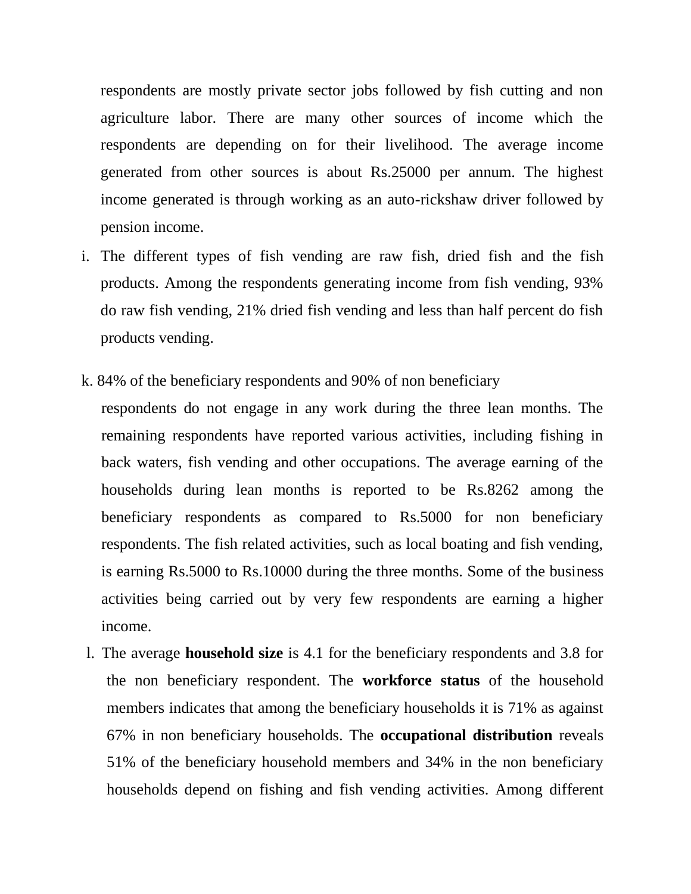respondents are mostly private sector jobs followed by fish cutting and non agriculture labor. There are many other sources of income which the respondents are depending on for their livelihood. The average income generated from other sources is about Rs.25000 per annum. The highest income generated is through working as an auto-rickshaw driver followed by pension income.

i. The different types of fish vending are raw fish, dried fish and the fish products. Among the respondents generating income from fish vending, 93% do raw fish vending, 21% dried fish vending and less than half percent do fish products vending.

k. 84% of the beneficiary respondents and 90% of non beneficiary respondents do not engage in any work during the three lean months. The remaining respondents have reported various activities, including fishing in back waters, fish vending and other occupations. The average earning of the households during lean months is reported to be Rs.8262 among the beneficiary respondents as compared to Rs.5000 for non beneficiary respondents. The fish related activities, such as local boating and fish vending, is earning Rs.5000 to Rs.10000 during the three months. Some of the business activities being carried out by very few respondents are earning a higher income.

l. The average **household size** is 4.1 for the beneficiary respondents and 3.8 for the non beneficiary respondent. The **workforce status** of the household members indicates that among the beneficiary households it is 71% as against 67% in non beneficiary households. The **occupational distribution** reveals 51% of the beneficiary household members and 34% in the non beneficiary households depend on fishing and fish vending activities. Among different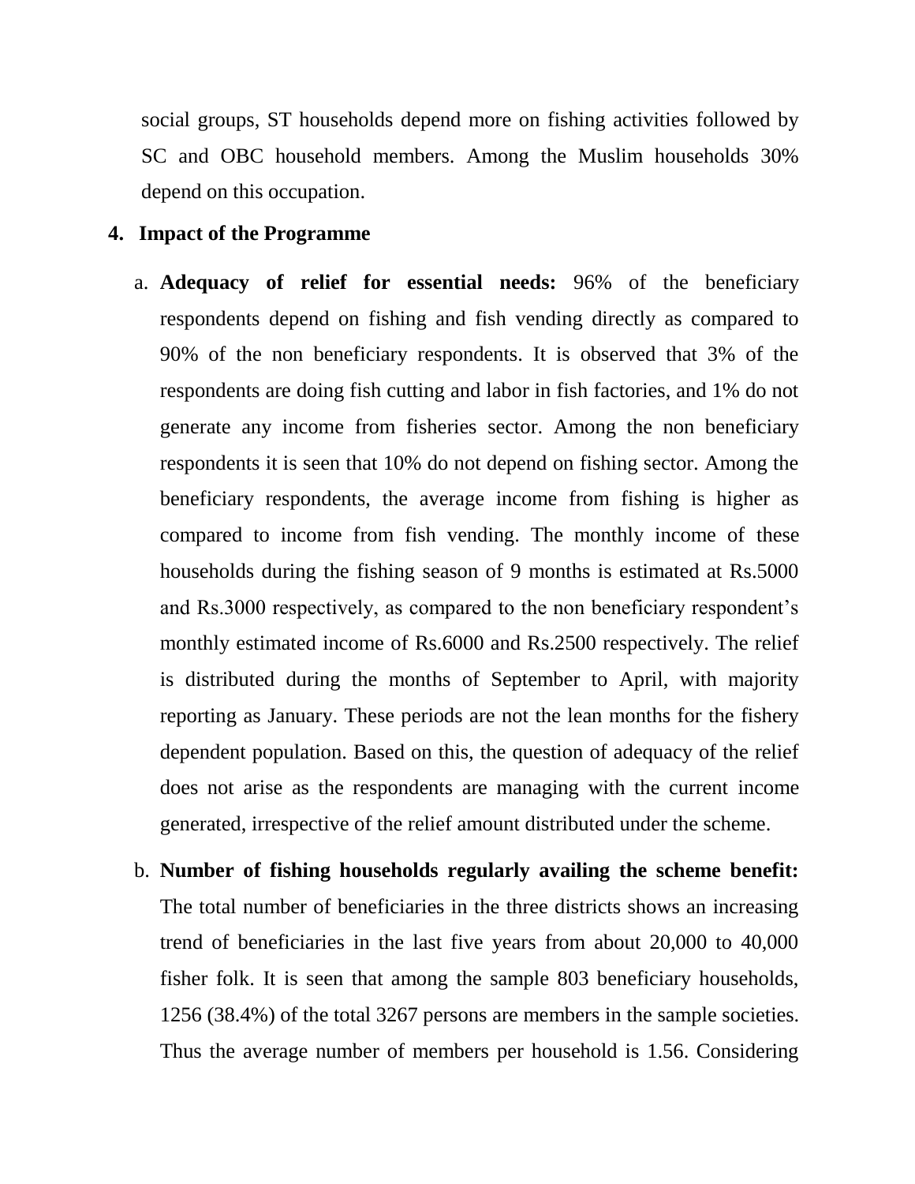social groups, ST households depend more on fishing activities followed by SC and OBC household members. Among the Muslim households 30% depend on this occupation.

## 4. Impact of the Programme

a. **Adequacy of relief for essential needs:** 96% of the beneficiary respondents depend on fishing and fish vending directly as compared to 90% of the non beneficiary respondents. It is observed that 3% of the respondents are doing fish cutting and labor in fish factories, and 1% do not generate any income from fisheries sector. Among the non beneficiary respondents it is seen that 10% do not depend on fishing sector. Among the beneficiary respondents, the average income from fishing is higher as compared to income from fish vending. The monthly income of these households during the fishing season of 9 months is estimated at Rs.5000 and Rs.3000 respectively, as compared to the non beneficiary respondent's monthly estimated income of Rs.6000 and Rs.2500 respectively. The relief is distributed during the months of September to April, with majority reporting as January. These periods are not the lean months for the fishery dependent population. Based on this, the question of adequacy of the relief does not arise as the respondents are managing with the current income generated, irrespective of the relief amount distributed under the scheme.

b. **Number of fishing households regularly availing the scheme benefit:** The total number of beneficiaries in the three districts shows an increasing trend of beneficiaries in the last five years from about 20,000 to 40,000 fisher folk. It is seen that among the sample 803 beneficiary households, 1256 (38.4%) of the total 3267 persons are members in the sample societies. Thus the average number of members per household is 1.56. Considering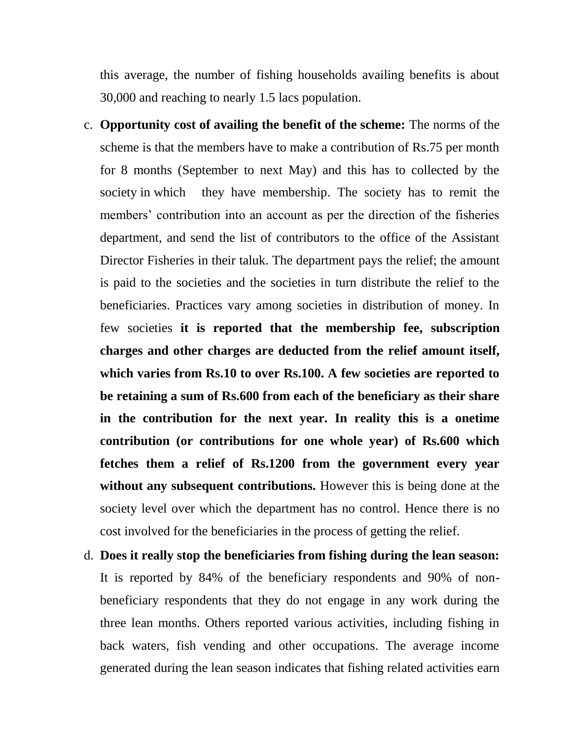this average, the number of fishing households availing benefits is about 30,000 and reaching to nearly 1.5 lacs population.

c. **Opportunity cost of availing the benefit of the scheme:** The norms of the scheme is that the members have to make a contribution of Rs.75 per month for 8 months (September to next May) and this has to collected by the society in which they have membership. The society has to remit the members' contribution into an account as per the direction of the fisheries department, and send the list of contributors to the office of the Assistant Director Fisheries in their taluk. The department pays the relief; the amount is paid to the societies and the societies in turn distribute the relief to the beneficiaries. Practices vary among societies in distribution of money. In few societies **it is reported that the membership fee, subscription charges and other charges are deducted from the relief amount itself, which varies from Rs.10 to over Rs.100. A few societies are reported to be retaining a sum of Rs.600 from each of the beneficiary as their share in the contribution for the next year. In reality this is a onetime contribution (or contributions for one whole year) of Rs.600 which fetches them a relief of Rs.1200 from the government every year without any subsequent contributions.** However this is being done at the society level over which the department has no control. Hence there is no cost involved for the beneficiaries in the process of getting the relief.

d. **Does it really stop the beneficiaries from fishing during the lean season:** It is reported by 84% of the beneficiary respondents and 90% of non-beneficiary respondents that they do not engage in any work during the three lean months. Others reported various activities, including fishing in back waters, fish vending and other occupations. The average income generated during the lean season indicates that fishing related activities earn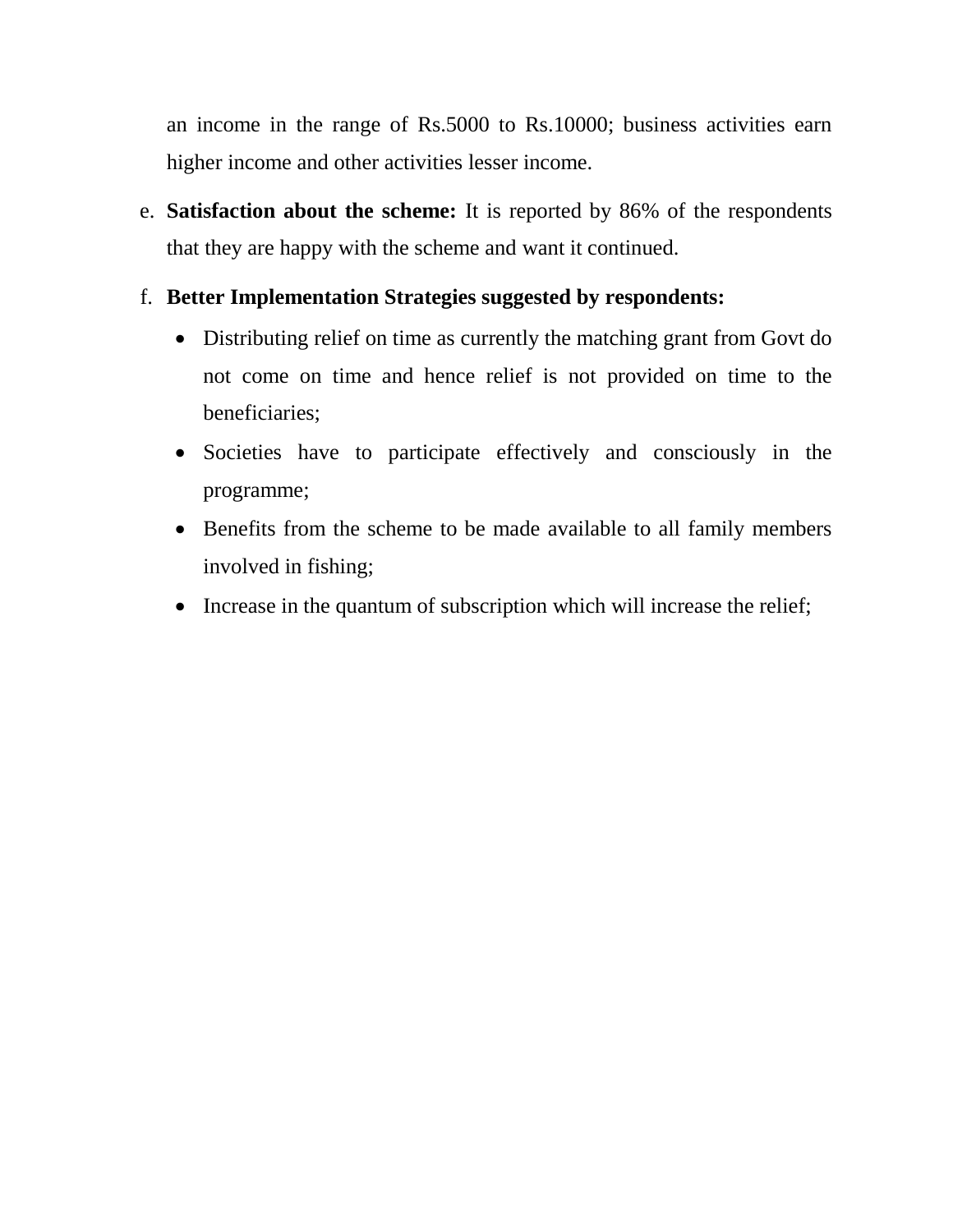an income in the range of Rs.5000 to Rs.10000; business activities earn higher income and other activities lesser income.

e. **Satisfaction about the scheme:** It is reported by 86% of the respondents that they are happy with the scheme and want it continued.

f. **Better Implementation Strategies suggested by respondents:**

   - Distributing relief on time as currently the matching grant from Govt do not come on time and hence relief is not provided on time to the beneficiaries;
   - Societies have to participate effectively and consciously in the programme;
   - Benefits from the scheme to be made available to all family members involved in fishing;
   - Increase in the quantum of subscription which will increase the relief;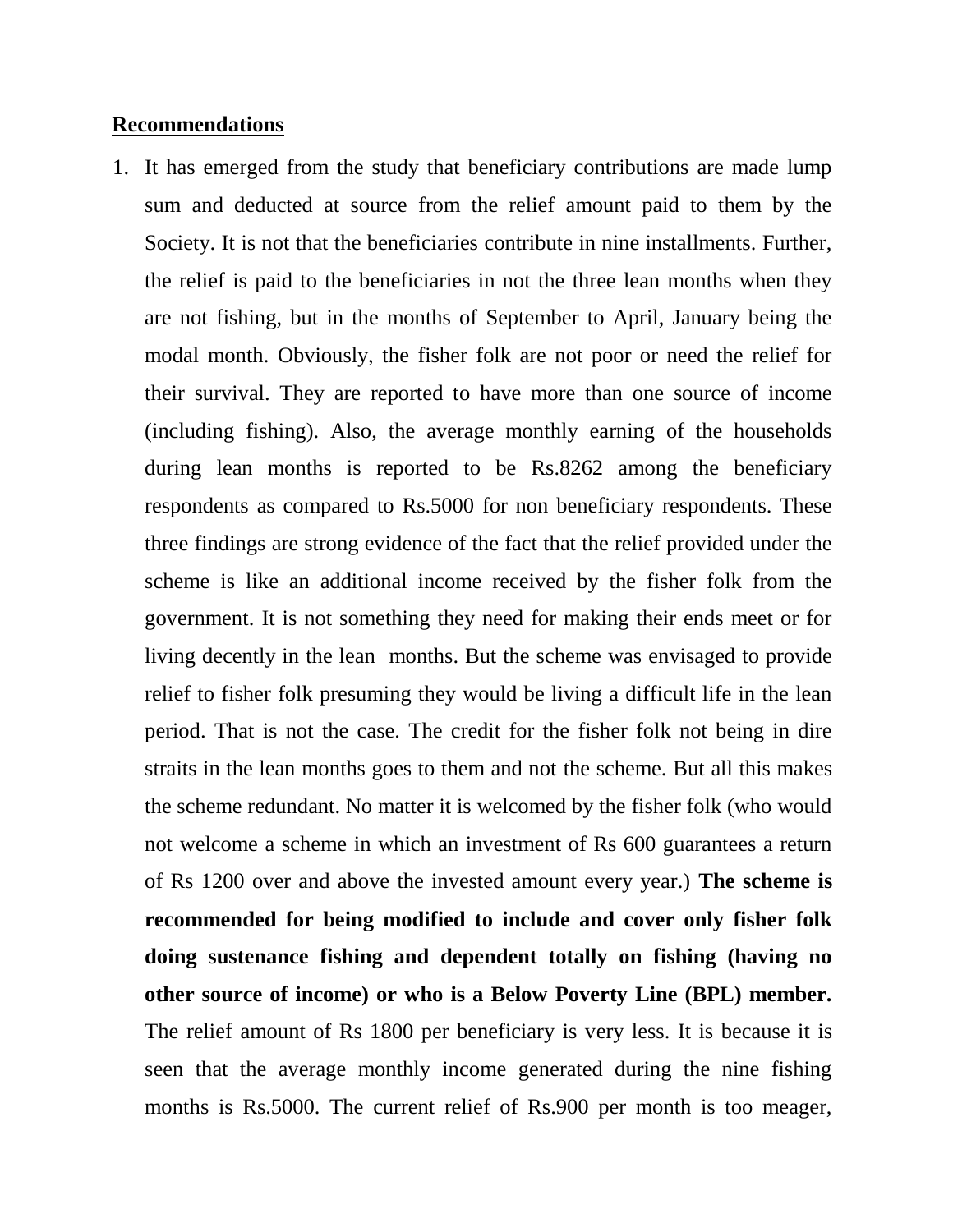**Recommendations**

1. It has emerged from the study that beneficiary contributions are made lump sum and deducted at source from the relief amount paid to them by the Society. It is not that the beneficiaries contribute in nine installments. Further, the relief is paid to the beneficiaries in not the three lean months when they are not fishing, but in the months of September to April, January being the modal month. Obviously, the fisher folk are not poor or need the relief for their survival. They are reported to have more than one source of income (including fishing). Also, the average monthly earning of the households during lean months is reported to be Rs.8262 among the beneficiary respondents as compared to Rs.5000 for non beneficiary respondents. These three findings are strong evidence of the fact that the relief provided under the scheme is like an additional income received by the fisher folk from the government. It is not something they need for making their ends meet or for living decently in the lean months. But the scheme was envisaged to provide relief to fisher folk presuming they would be living a difficult life in the lean period. That is not the case. The credit for the fisher folk not being in dire straits in the lean months goes to them and not the scheme. But all this makes the scheme redundant. No matter it is welcomed by the fisher folk (who would not welcome a scheme in which an investment of Rs 600 guarantees a return of Rs 1200 over and above the invested amount every year.) **The scheme is recommended for being modified to include and cover only fisher folk doing sustenance fishing and dependent totally on fishing (having no other source of income) or who is a Below Poverty Line (BPL) member.** The relief amount of Rs 1800 per beneficiary is very less. It is because it is seen that the average monthly income generated during the nine fishing months is Rs.5000. The current relief of Rs.900 per month is too meager,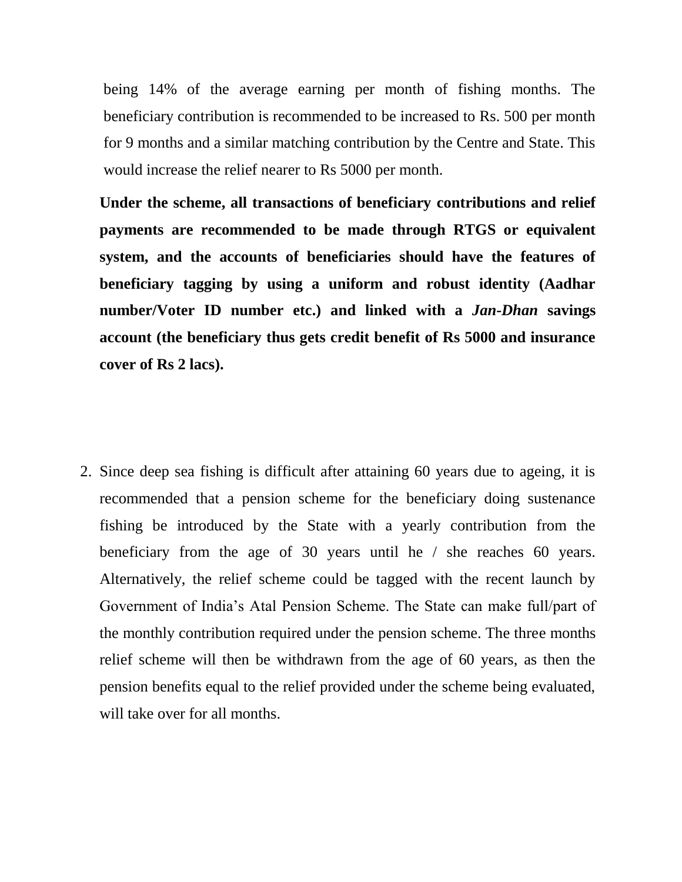being 14% of the average earning per month of fishing months. The beneficiary contribution is recommended to be increased to Rs. 500 per month for 9 months and a similar matching contribution by the Centre and State. This would increase the relief nearer to Rs 5000 per month.

**Under the scheme, all transactions of beneficiary contributions and relief payments are recommended to be made through RTGS or equivalent system, and the accounts of beneficiaries should have the features of beneficiary tagging by using a uniform and robust identity (Aadhar number/Voter ID number etc.) and linked with a *Jan-Dhan* savings account (the beneficiary thus gets credit benefit of Rs 5000 and insurance cover of Rs 2 lacs).**

2. Since deep sea fishing is difficult after attaining 60 years due to ageing, it is recommended that a pension scheme for the beneficiary doing sustenance fishing be introduced by the State with a yearly contribution from the beneficiary from the age of 30 years until he / she reaches 60 years. Alternatively, the relief scheme could be tagged with the recent launch by Government of India's Atal Pension Scheme. The State can make full/part of the monthly contribution required under the pension scheme. The three months relief scheme will then be withdrawn from the age of 60 years, as then the pension benefits equal to the relief provided under the scheme being evaluated, will take over for all months.